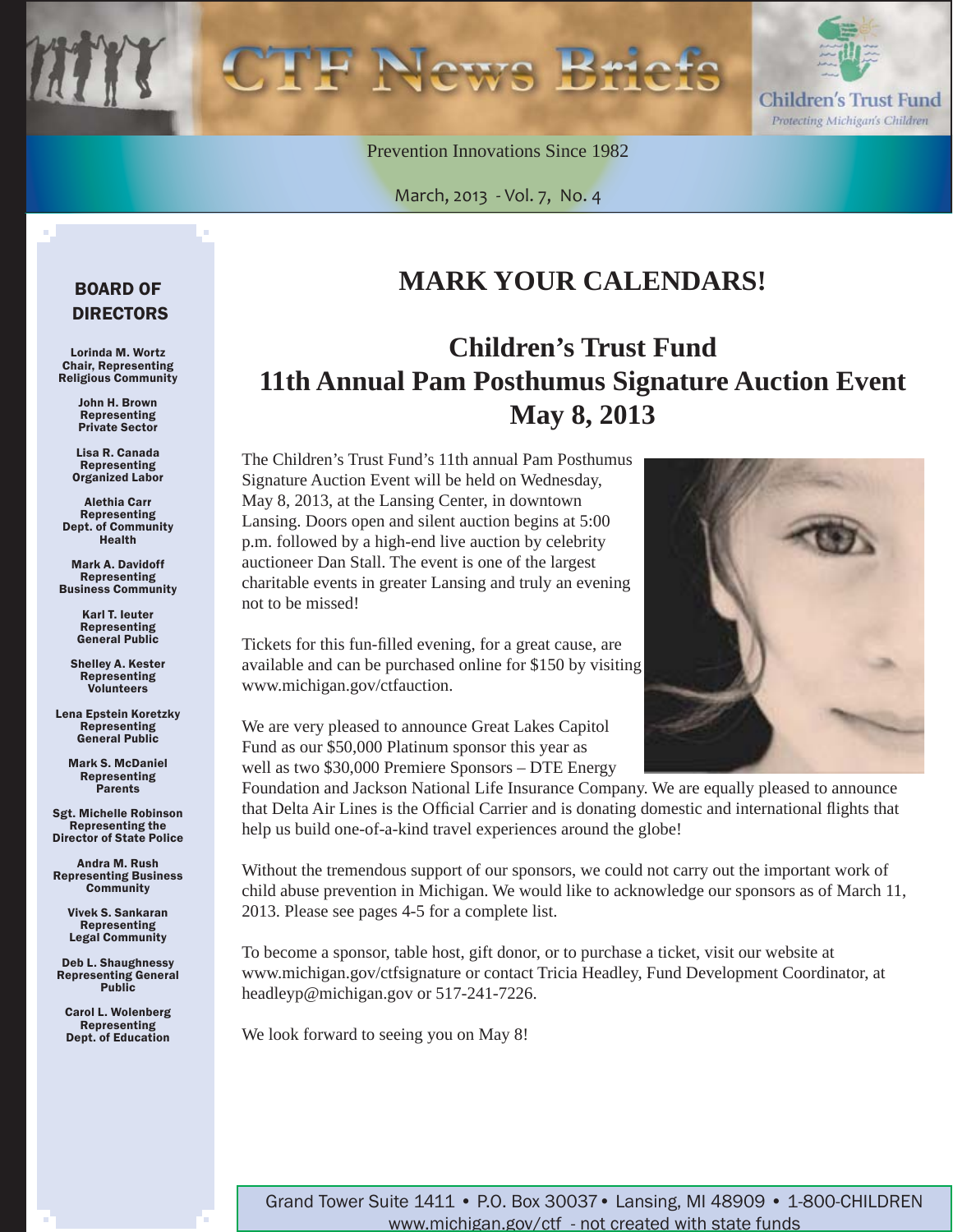# CTF News Briefs

Children's Trust Fund
*Protecting Michigan's Children*

Prevention Innovations Since 1982

March, 2013 - Vol. 7, No. 4

## MARK YOUR CALENDARS!

## Children's Trust Fund
## 11th Annual Pam Posthumus Signature Auction Event
## May 8, 2013

The Children's Trust Fund's 11th annual Pam Posthumus Signature Auction Event will be held on Wednesday, May 8, 2013, at the Lansing Center, in downtown Lansing. Doors open and silent auction begins at 5:00 p.m. followed by a high-end live auction by celebrity auctioneer Dan Stall. The event is one of the largest charitable events in greater Lansing and truly an evening not to be missed!

Tickets for this fun-filled evening, for a great cause, are available and can be purchased online for $150 by visiting www.michigan.gov/ctfauction.

We are very pleased to announce Great Lakes Capitol Fund as our $50,000 Platinum sponsor this year as well as two $30,000 Premiere Sponsors – DTE Energy Foundation and Jackson National Life Insurance Company. We are equally pleased to announce that Delta Air Lines is the Official Carrier and is donating domestic and international flights that help us build one-of-a-kind travel experiences around the globe!

Without the tremendous support of our sponsors, we could not carry out the important work of child abuse prevention in Michigan. We would like to acknowledge our sponsors as of March 11, 2013. Please see pages 4-5 for a complete list.

To become a sponsor, table host, gift donor, or to purchase a ticket, visit our website at www.michigan.gov/ctfsignature or contact Tricia Headley, Fund Development Coordinator, at headleyp@michigan.gov or 517-241-7226.

We look forward to seeing you on May 8!

### BOARD OF DIRECTORS

**Lorinda M. Wortz**
Chair, Representing Religious Community

**John H. Brown**
Representing Private Sector

**Lisa R. Canada**
Representing Organized Labor

**Alethia Carr**
Representing Dept. of Community Health

**Mark A. Davidoff**
Representing Business Community

**Karl T. Ieuter**
Representing General Public

**Shelley A. Kester**
Representing Volunteers

**Lena Epstein Koretzky**
Representing General Public

**Mark S. McDaniel**
Representing Parents

**Sgt. Michelle Robinson**
Representing the Director of State Police

**Andra M. Rush**
Representing Business Community

**Vivek S. Sankaran**
Representing Legal Community

**Deb L. Shaughnessy**
Representing General Public

**Carol L. Wolenberg**
Representing Dept. of Education

Grand Tower Suite 1411 • P.O. Box 30037 • Lansing, MI 48909 • 1-800-CHILDREN
www.michigan.gov/ctf - not created with state funds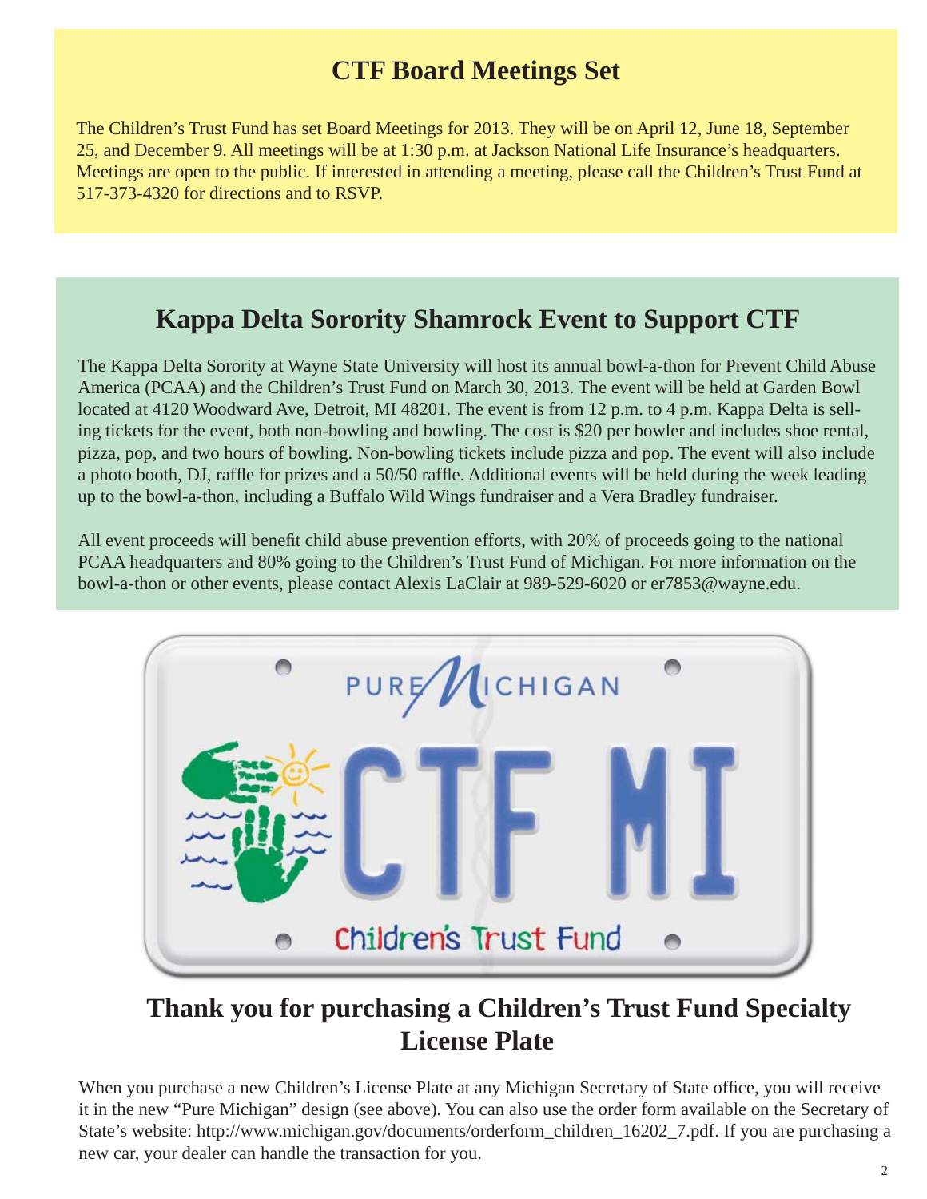## CTF Board Meetings Set

The Children's Trust Fund has set Board Meetings for 2013. They will be on April 12, June 18, September 25, and December 9. All meetings will be at 1:30 p.m. at Jackson National Life Insurance's headquarters. Meetings are open to the public. If interested in attending a meeting, please call the Children's Trust Fund at 517-373-4320 for directions and to RSVP.

## Kappa Delta Sorority Shamrock Event to Support CTF

The Kappa Delta Sorority at Wayne State University will host its annual bowl-a-thon for Prevent Child Abuse America (PCAA) and the Children's Trust Fund on March 30, 2013. The event will be held at Garden Bowl located at 4120 Woodward Ave, Detroit, MI 48201. The event is from 12 p.m. to 4 p.m. Kappa Delta is selling tickets for the event, both non-bowling and bowling. The cost is $20 per bowler and includes shoe rental, pizza, pop, and two hours of bowling. Non-bowling tickets include pizza and pop. The event will also include a photo booth, DJ, raffle for prizes and a 50/50 raffle. Additional events will be held during the week leading up to the bowl-a-thon, including a Buffalo Wild Wings fundraiser and a Vera Bradley fundraiser.

All event proceeds will benefit child abuse prevention efforts, with 20% of proceeds going to the national PCAA headquarters and 80% going to the Children's Trust Fund of Michigan. For more information on the bowl-a-thon or other events, please contact Alexis LaClair at 989-529-6020 or er7853@wayne.edu.

## Thank you for purchasing a Children's Trust Fund Specialty License Plate

When you purchase a new Children's License Plate at any Michigan Secretary of State office, you will receive it in the new "Pure Michigan" design (see above). You can also use the order form available on the Secretary of State's website: http://www.michigan.gov/documents/orderform_children_16202_7.pdf. If you are purchasing a new car, your dealer can handle the transaction for you.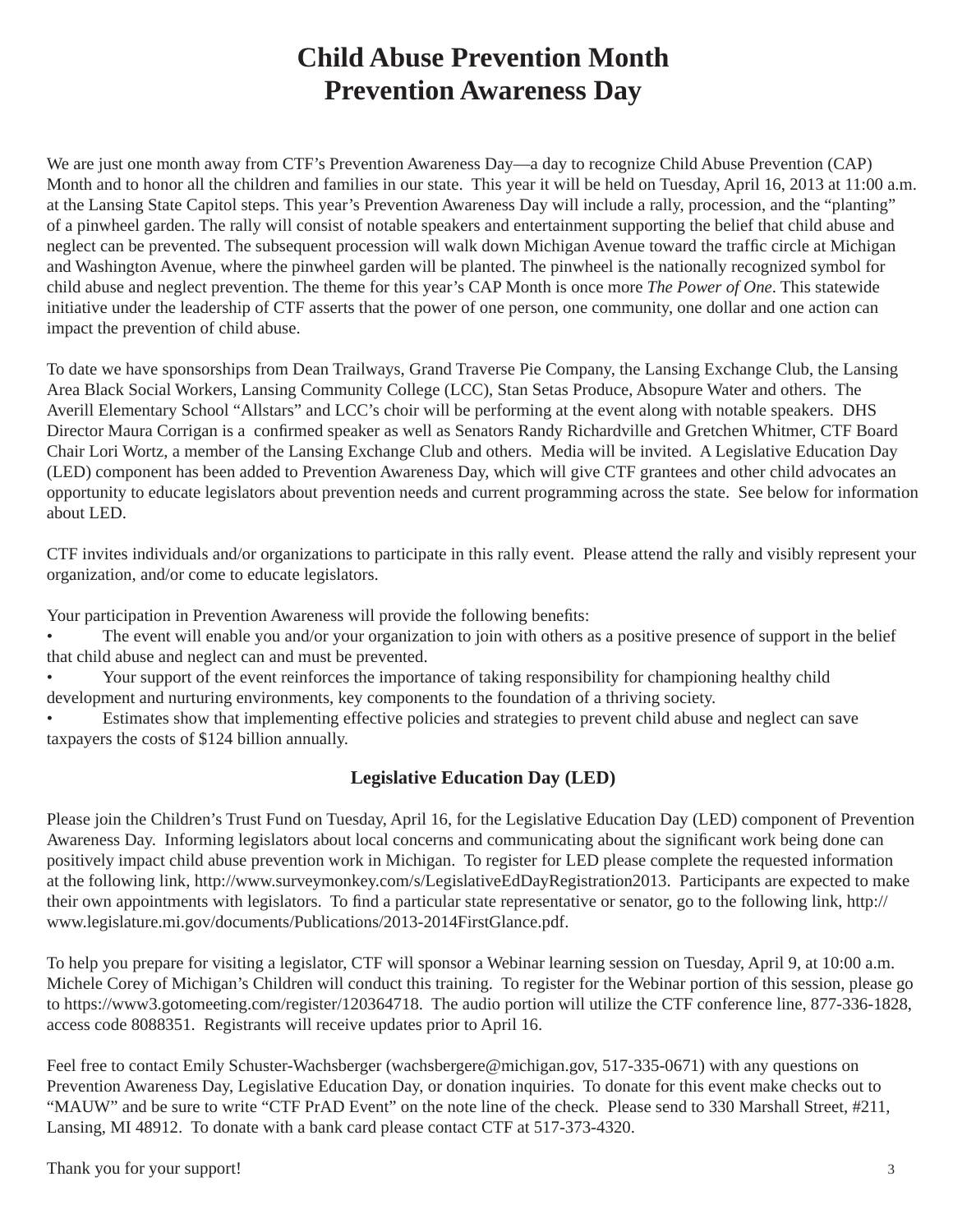# Child Abuse Prevention Month
# Prevention Awareness Day

We are just one month away from CTF's Prevention Awareness Day—a day to recognize Child Abuse Prevention (CAP) Month and to honor all the children and families in our state. This year it will be held on Tuesday, April 16, 2013 at 11:00 a.m. at the Lansing State Capitol steps. This year's Prevention Awareness Day will include a rally, procession, and the "planting" of a pinwheel garden. The rally will consist of notable speakers and entertainment supporting the belief that child abuse and neglect can be prevented. The subsequent procession will walk down Michigan Avenue toward the traffic circle at Michigan and Washington Avenue, where the pinwheel garden will be planted. The pinwheel is the nationally recognized symbol for child abuse and neglect prevention. The theme for this year's CAP Month is once more *The Power of One*. This statewide initiative under the leadership of CTF asserts that the power of one person, one community, one dollar and one action can impact the prevention of child abuse.

To date we have sponsorships from Dean Trailways, Grand Traverse Pie Company, the Lansing Exchange Club, the Lansing Area Black Social Workers, Lansing Community College (LCC), Stan Setas Produce, Absopure Water and others. The Averill Elementary School "Allstars" and LCC's choir will be performing at the event along with notable speakers. DHS Director Maura Corrigan is a confirmed speaker as well as Senators Randy Richardville and Gretchen Whitmer, CTF Board Chair Lori Wortz, a member of the Lansing Exchange Club and others. Media will be invited. A Legislative Education Day (LED) component has been added to Prevention Awareness Day, which will give CTF grantees and other child advocates an opportunity to educate legislators about prevention needs and current programming across the state. See below for information about LED.

CTF invites individuals and/or organizations to participate in this rally event. Please attend the rally and visibly represent your organization, and/or come to educate legislators.

Your participation in Prevention Awareness will provide the following benefits:

- The event will enable you and/or your organization to join with others as a positive presence of support in the belief that child abuse and neglect can and must be prevented.
- Your support of the event reinforces the importance of taking responsibility for championing healthy child development and nurturing environments, key components to the foundation of a thriving society.
- Estimates show that implementing effective policies and strategies to prevent child abuse and neglect can save taxpayers the costs of $124 billion annually.

### Legislative Education Day (LED)

Please join the Children's Trust Fund on Tuesday, April 16, for the Legislative Education Day (LED) component of Prevention Awareness Day. Informing legislators about local concerns and communicating about the significant work being done can positively impact child abuse prevention work in Michigan. To register for LED please complete the requested information at the following link, http://www.surveymonkey.com/s/LegislativeEdDayRegistration2013. Participants are expected to make their own appointments with legislators. To find a particular state representative or senator, go to the following link, http://www.legislature.mi.gov/documents/Publications/2013-2014FirstGlance.pdf.

To help you prepare for visiting a legislator, CTF will sponsor a Webinar learning session on Tuesday, April 9, at 10:00 a.m. Michele Corey of Michigan's Children will conduct this training. To register for the Webinar portion of this session, please go to https://www3.gotomeeting.com/register/120364718. The audio portion will utilize the CTF conference line, 877-336-1828, access code 8088351. Registrants will receive updates prior to April 16.

Feel free to contact Emily Schuster-Wachsberger (wachsbergere@michigan.gov, 517-335-0671) with any questions on Prevention Awareness Day, Legislative Education Day, or donation inquiries. To donate for this event make checks out to "MAUW" and be sure to write "CTF PrAD Event" on the note line of the check. Please send to 330 Marshall Street, #211, Lansing, MI 48912. To donate with a bank card please contact CTF at 517-373-4320.

Thank you for your support!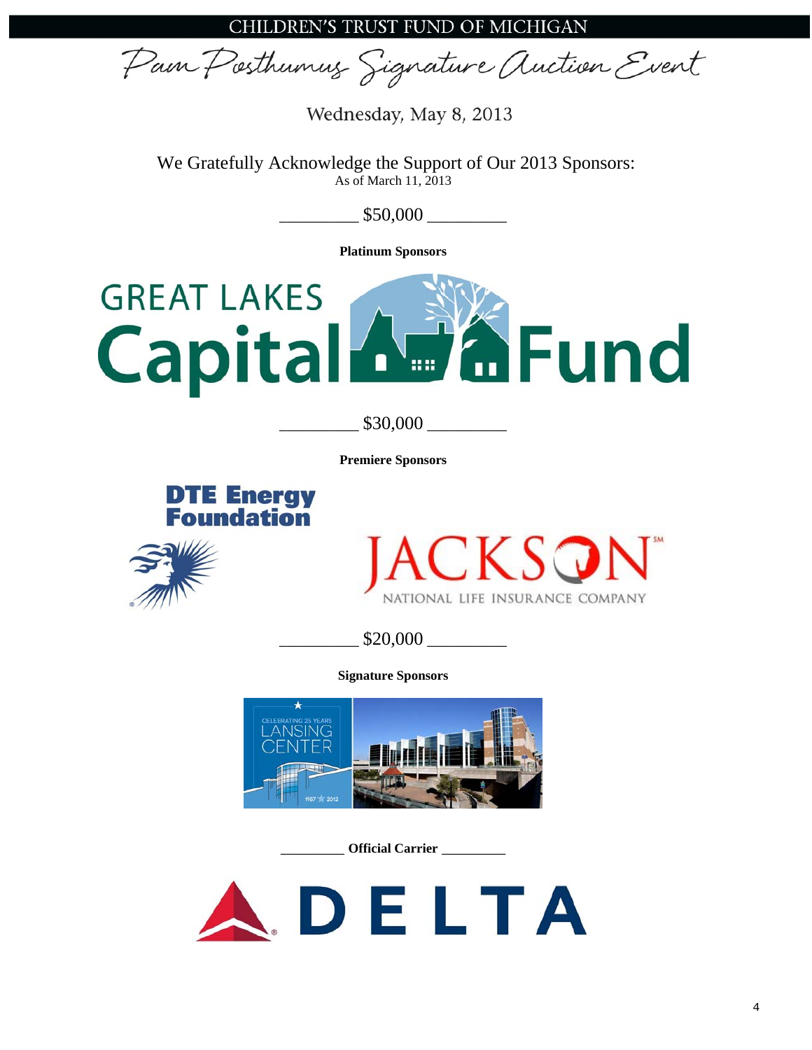CHILDREN'S TRUST FUND OF MICHIGAN

# Pam Posthumus Signature Auction Event

Wednesday, May 8, 2013

We Gratefully Acknowledge the Support of Our 2013 Sponsors:
As of March 11, 2013

_________ $50,000 _________

**Platinum Sponsors**

GREAT LAKES Capital Fund

_________ $30,000 _________

**Premiere Sponsors**

DTE Energy Foundation

JACKSON NATIONAL LIFE INSURANCE COMPANY

_________ $20,000 _________

**Signature Sponsors**

CELEBRATING 25 YEARS LANSING CENTER 1987 2012

_________ **Official Carrier** _________

DELTA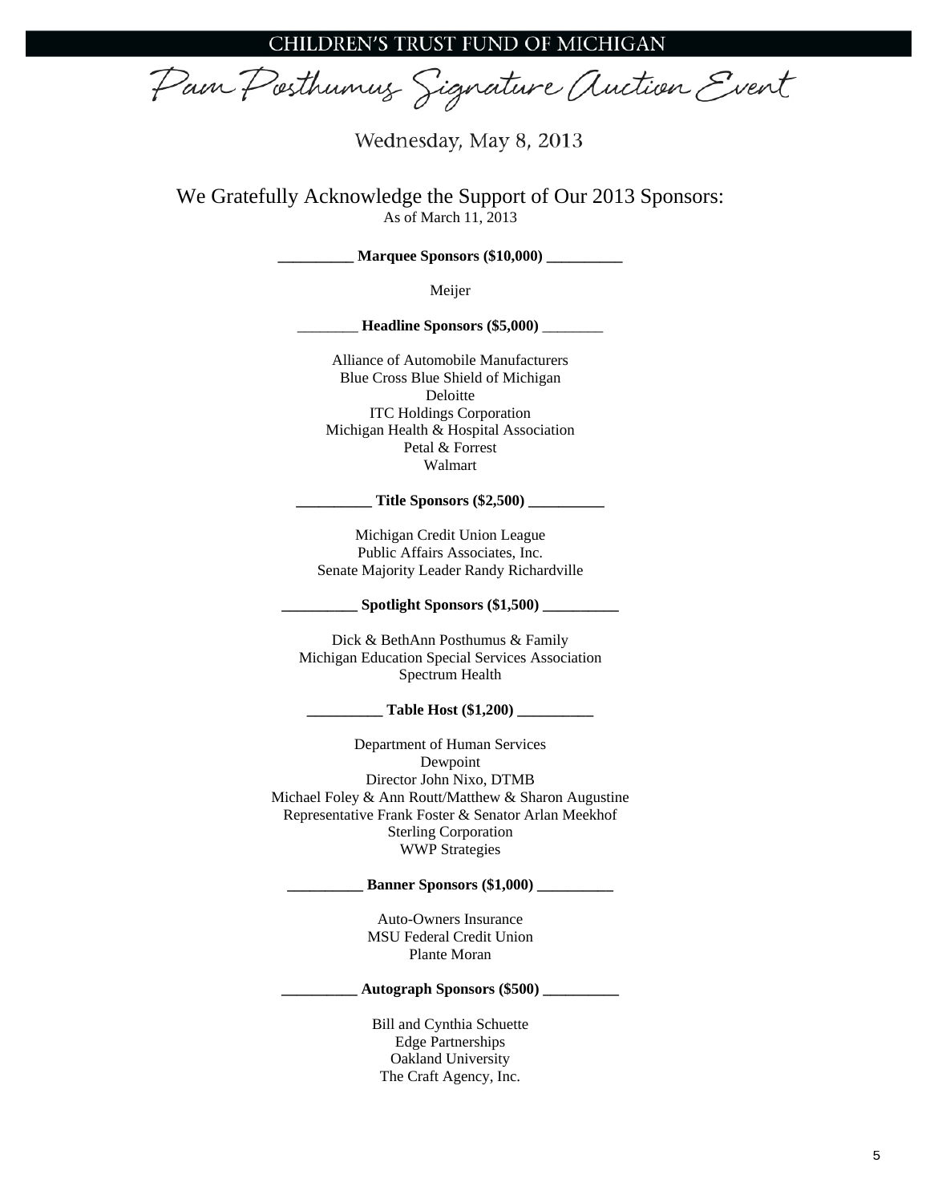# CHILDREN'S TRUST FUND OF MICHIGAN

## Pam Posthumus Signature Auction Event

Wednesday, May 8, 2013

### We Gratefully Acknowledge the Support of Our 2013 Sponsors:

As of March 11, 2013

**Marquee Sponsors ($10,000)**

Meijer

**Headline Sponsors ($5,000)**

Alliance of Automobile Manufacturers
Blue Cross Blue Shield of Michigan
Deloitte
ITC Holdings Corporation
Michigan Health & Hospital Association
Petal & Forrest
Walmart

**Title Sponsors ($2,500)**

Michigan Credit Union League
Public Affairs Associates, Inc.
Senate Majority Leader Randy Richardville

**Spotlight Sponsors ($1,500)**

Dick & BethAnn Posthumus & Family
Michigan Education Special Services Association
Spectrum Health

**Table Host ($1,200)**

Department of Human Services
Dewpoint
Director John Nixo, DTMB
Michael Foley & Ann Routt/Matthew & Sharon Augustine
Representative Frank Foster & Senator Arlan Meekhof
Sterling Corporation
WWP Strategies

**Banner Sponsors ($1,000)**

Auto-Owners Insurance
MSU Federal Credit Union
Plante Moran

**Autograph Sponsors ($500)**

Bill and Cynthia Schuette
Edge Partnerships
Oakland University
The Craft Agency, Inc.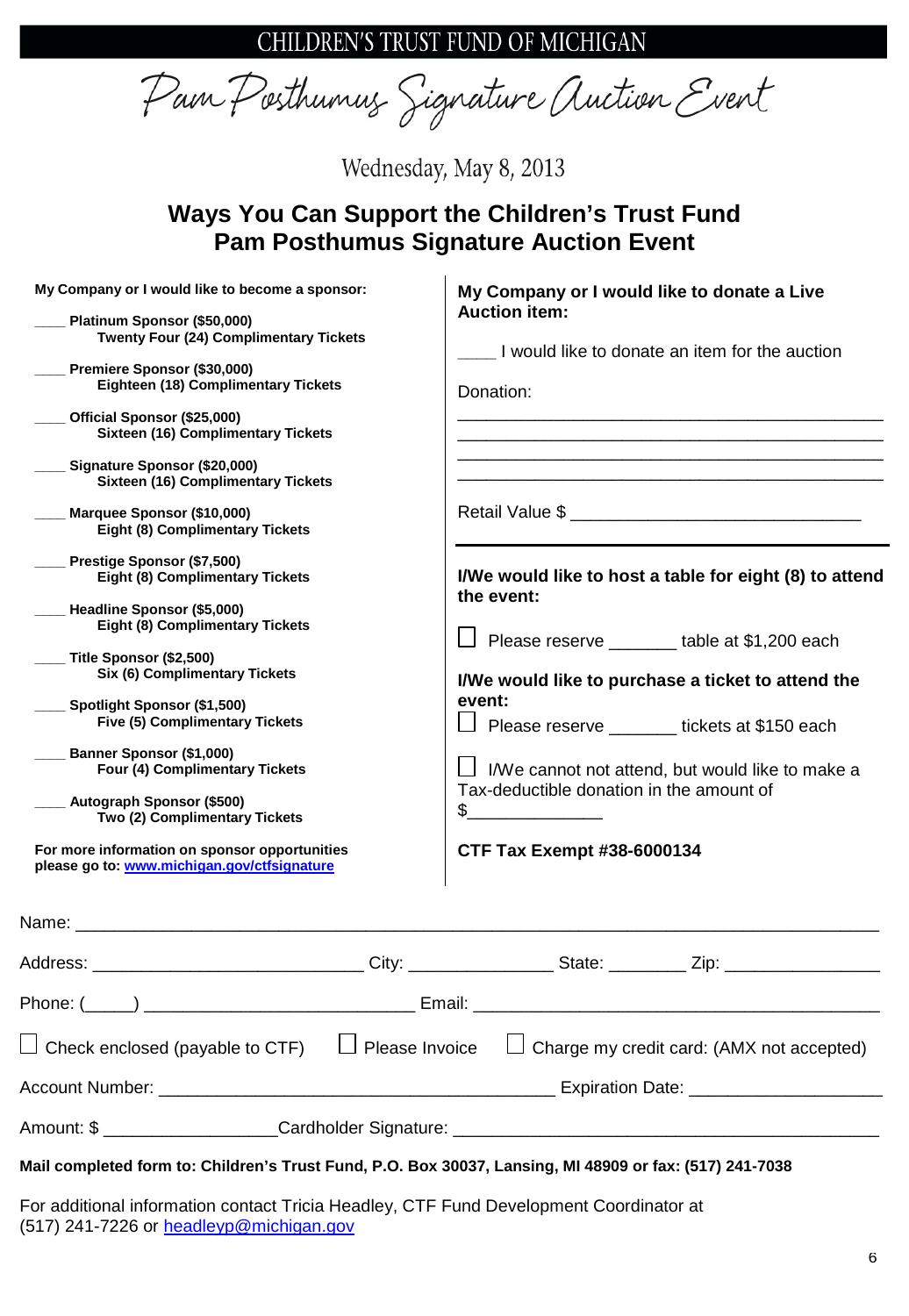CHILDREN'S TRUST FUND OF MICHIGAN

Pam Posthumus Signature Auction Event

Wednesday, May 8, 2013

## Ways You Can Support the Children's Trust Fund Pam Posthumus Signature Auction Event

**My Company or I would like to become a sponsor:**

____ **Platinum Sponsor ($50,000)**
**Twenty Four (24) Complimentary Tickets**

____ **Premiere Sponsor ($30,000)**
**Eighteen (18) Complimentary Tickets**

____ **Official Sponsor ($25,000)**
**Sixteen (16) Complimentary Tickets**

____ **Signature Sponsor ($20,000)**
**Sixteen (16) Complimentary Tickets**

____ **Marquee Sponsor ($10,000)**
**Eight (8) Complimentary Tickets**

____ **Prestige Sponsor ($7,500)**
**Eight (8) Complimentary Tickets**

____ **Headline Sponsor ($5,000)**
**Eight (8) Complimentary Tickets**

____ **Title Sponsor ($2,500)**
**Six (6) Complimentary Tickets**

____ **Spotlight Sponsor ($1,500)**
**Five (5) Complimentary Tickets**

____ **Banner Sponsor ($1,000)**
**Four (4) Complimentary Tickets**

____ **Autograph Sponsor ($500)**
**Two (2) Complimentary Tickets**

**For more information on sponsor opportunities please go to: [www.michigan.gov/ctfsignature](http://www.michigan.gov/ctfsignature)**

**My Company or I would like to donate a Live Auction item:**

____ I would like to donate an item for the auction

Donation:

______________________________________________
______________________________________________
______________________________________________
______________________________________________

Retail Value $ ______________________________

**I/We would like to host a table for eight (8) to attend the event:**

☐ Please reserve _______ table at $1,200 each

**I/We would like to purchase a ticket to attend the event:**

☐ Please reserve _______ tickets at $150 each

☐ I/We cannot not attend, but would like to make a Tax-deductible donation in the amount of $______________

**CTF Tax Exempt #38-6000134**

Name: ______________________________________________________________________________

Address: ____________________________ City: _______________ State: ________ Zip: ________________

Phone: (_____) ____________________________ Email: ___________________________________________

☐ Check enclosed (payable to CTF) ☐ Please Invoice ☐ Charge my credit card: (AMX not accepted)

Account Number: _________________________________________ Expiration Date: ____________________

Amount: $ __________________Cardholder Signature: ____________________________________________

**Mail completed form to: Children's Trust Fund, P.O. Box 30037, Lansing, MI 48909 or fax: (517) 241-7038**

For additional information contact Tricia Headley, CTF Fund Development Coordinator at (517) 241-7226 or [headleyp@michigan.gov](mailto:headleyp@michigan.gov)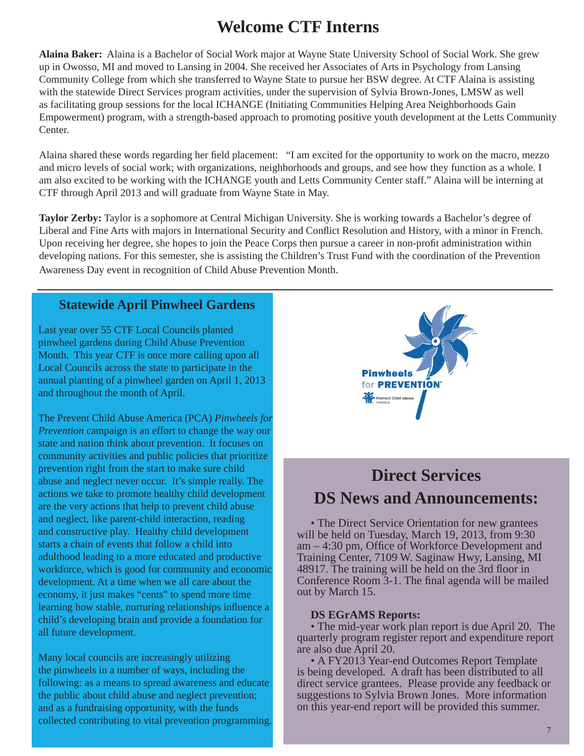# Welcome CTF Interns

**Alaina Baker:** Alaina is a Bachelor of Social Work major at Wayne State University School of Social Work. She grew up in Owosso, MI and moved to Lansing in 2004. She received her Associates of Arts in Psychology from Lansing Community College from which she transferred to Wayne State to pursue her BSW degree. At CTF Alaina is assisting with the statewide Direct Services program activities, under the supervision of Sylvia Brown-Jones, LMSW as well as facilitating group sessions for the local ICHANGE (Initiating Communities Helping Area Neighborhoods Gain Empowerment) program, with a strength-based approach to promoting positive youth development at the Letts Community Center.

Alaina shared these words regarding her field placement: "I am excited for the opportunity to work on the macro, mezzo and micro levels of social work; with organizations, neighborhoods and groups, and see how they function as a whole. I am also excited to be working with the ICHANGE youth and Letts Community Center staff." Alaina will be interning at CTF through April 2013 and will graduate from Wayne State in May.

**Taylor Zerby:** Taylor is a sophomore at Central Michigan University. She is working towards a Bachelor's degree of Liberal and Fine Arts with majors in International Security and Conflict Resolution and History, with a minor in French. Upon receiving her degree, she hopes to join the Peace Corps then pursue a career in non-profit administration within developing nations. For this semester, she is assisting the Children's Trust Fund with the coordination of the Prevention Awareness Day event in recognition of Child Abuse Prevention Month.

## Statewide April Pinwheel Gardens

Last year over 55 CTF Local Councils planted pinwheel gardens during Child Abuse Prevention Month. This year CTF is once more calling upon all Local Councils across the state to participate in the annual planting of a pinwheel garden on April 1, 2013 and throughout the month of April.

The Prevent Child Abuse America (PCA) *Pinwheels for Prevention* campaign is an effort to change the way our state and nation think about prevention. It focuses on community activities and public policies that prioritize prevention right from the start to make sure child abuse and neglect never occur. It's simple really. The actions we take to promote healthy child development are the very actions that help to prevent child abuse and neglect, like parent-child interaction, reading and constructive play. Healthy child development starts a chain of events that follow a child into adulthood leading to a more educated and productive workforce, which is good for community and economic development. At a time when we all care about the economy, it just makes "cents" to spend more time learning how stable, nurturing relationships influence a child's developing brain and provide a foundation for all future development.

Many local councils are increasingly utilizing the pinwheels in a number of ways, including the following: as a means to spread awareness and educate the public about child abuse and neglect prevention; and as a fundraising opportunity, with the funds collected contributing to vital prevention programming.

Pinwheels for PREVENTION®

Prevent Child Abuse America

## Direct Services DS News and Announcements:

- The Direct Service Orientation for new grantees will be held on Tuesday, March 19, 2013, from 9:30 am – 4:30 pm, Office of Workforce Development and Training Center, 7109 W. Saginaw Hwy, Lansing, MI 48917. The training will be held on the 3rd floor in Conference Room 3-1. The final agenda will be mailed out by March 15.

**DS EGrAMS Reports:**

- The mid-year work plan report is due April 20. The quarterly program register report and expenditure report are also due April 20.
- A FY2013 Year-end Outcomes Report Template is being developed. A draft has been distributed to all direct service grantees. Please provide any feedback or suggestions to Sylvia Brown Jones. More information on this year-end report will be provided this summer.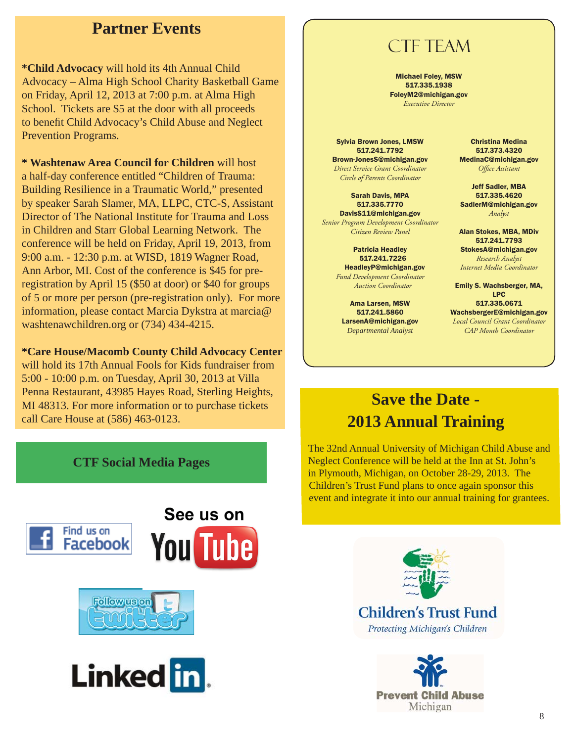## Partner Events

***Child Advocacy** will hold its 4th Annual Child Advocacy – Alma High School Charity Basketball Game on Friday, April 12, 2013 at 7:00 p.m. at Alma High School. Tickets are $5 at the door with all proceeds to benefit Child Advocacy's Child Abuse and Neglect Prevention Programs.

*** Washtenaw Area Council for Children** will host a half-day conference entitled "Children of Trauma: Building Resilience in a Traumatic World," presented by speaker Sarah Slamer, MA, LLPC, CTC-S, Assistant Director of The National Institute for Trauma and Loss in Children and Starr Global Learning Network. The conference will be held on Friday, April 19, 2013, from 9:00 a.m. - 12:30 p.m. at WISD, 1819 Wagner Road, Ann Arbor, MI. Cost of the conference is $45 for pre-registration by April 15 ($50 at door) or $40 for groups of 5 or more per person (pre-registration only). For more information, please contact Marcia Dykstra at marcia@washtenawchildren.org or (734) 434-4215.

***Care House/Macomb County Child Advocacy Center** will hold its 17th Annual Fools for Kids fundraiser from 5:00 - 10:00 p.m. on Tuesday, April 30, 2013 at Villa Penna Restaurant, 43985 Hayes Road, Sterling Heights, MI 48313. For more information or to purchase tickets call Care House at (586) 463-0123.

### CTF Social Media Pages

Find us on Facebook

See us on YouTube

Follow us on twitter

LinkedIn

## CTF TEAM

**Michael Foley, MSW**
**517.335.1938**
**FoleyM2@michigan.gov**
*Executive Director*

**Sylvia Brown Jones, LMSW**
**517.241.7792**
**Brown-JonesS@michigan.gov**
*Direct Service Grant Coordinator*
*Circle of Parents Coordinator*

**Sarah Davis, MPA**
**517.335.7770**
**DavisS11@michigan.gov**
*Senior Program Development Coordinator*
*Citizen Review Panel*

**Patricia Headley**
**517.241.7226**
**HeadleyP@michigan.gov**
*Fund Development Coordinator*
*Auction Coordinator*

**Ama Larsen, MSW**
**517.241.5860**
**LarsenA@michigan.gov**
*Departmental Analyst*

**Christina Medina**
**517.373.4320**
**MedinaC@michigan.gov**
*Office Assistant*

**Jeff Sadler, MBA**
**517.335.4620**
**SadlerM@michigan.gov**
*Analyst*

**Alan Stokes, MBA, MDiv**
**517.241.7793**
**StokesA@michigan.gov**
*Research Analyst*
*Internet Media Coordinator*

**Emily S. Wachsberger, MA, LPC**
**517.335.0671**
**WachsbergerE@michigan.gov**
*Local Council Grant Coordinator*
*CAP Month Coordinator*

## Save the Date - 2013 Annual Training

The 32nd Annual University of Michigan Child Abuse and Neglect Conference will be held at the Inn at St. John's in Plymouth, Michigan, on October 28-29, 2013. The Children's Trust Fund plans to once again sponsor this event and integrate it into our annual training for grantees.

Children's Trust Fund
*Protecting Michigan's Children*

Prevent Child Abuse
Michigan